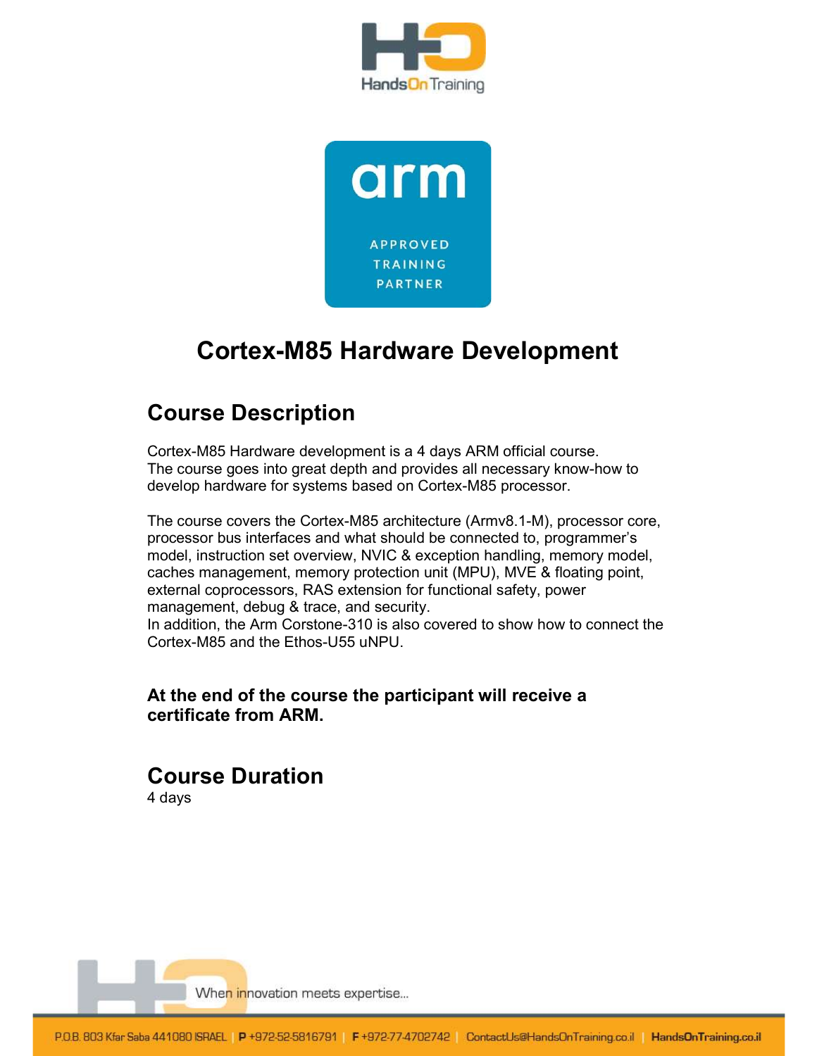# Cortex-M85 Hardware Development

## Course Description

Cortex-M85 Hardware development is a 4 days ARM official course.
The course goes into great depth and provides all necessary know-how to develop hardware for systems based on Cortex-M85 processor.

The course covers the Cortex-M85 architecture (Armv8.1-M), processor core, processor bus interfaces and what should be connected to, programmer's model, instruction set overview, NVIC & exception handling, memory model, caches management, memory protection unit (MPU), MVE & floating point, external coprocessors, RAS extension for functional safety, power management, debug & trace, and security.
In addition, the Arm Corstone-310 is also covered to show how to connect the Cortex-M85 and the Ethos-U55 uNPU.

**At the end of the course the participant will receive a certificate from ARM.**

## Course Duration

4 days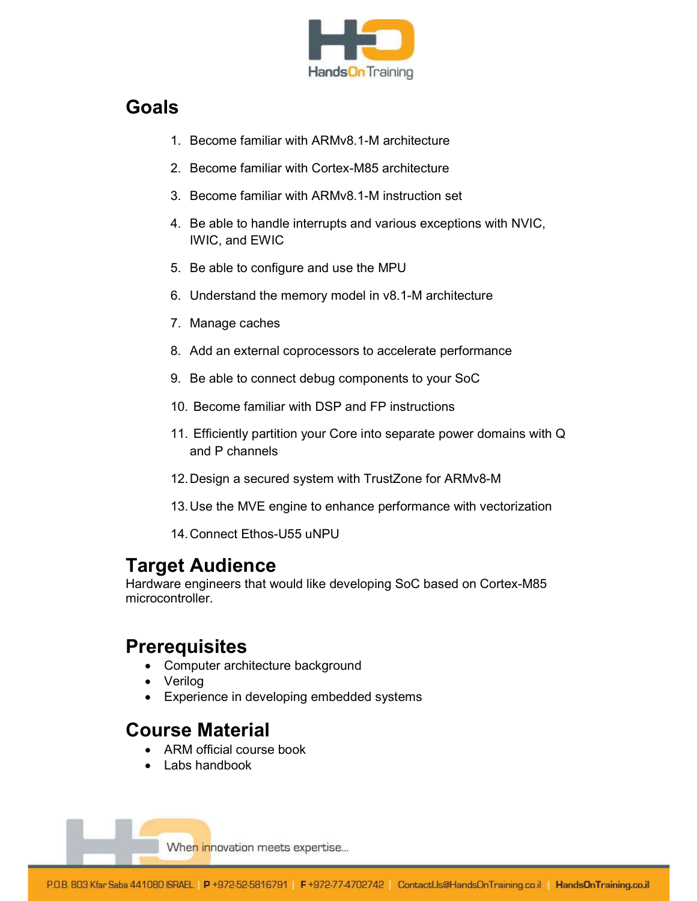## Goals

1. Become familiar with ARMv8.1-M architecture
2. Become familiar with Cortex-M85 architecture
3. Become familiar with ARMv8.1-M instruction set
4. Be able to handle interrupts and various exceptions with NVIC, IWIC, and EWIC
5. Be able to configure and use the MPU
6. Understand the memory model in v8.1-M architecture
7. Manage caches
8. Add an external coprocessors to accelerate performance
9. Be able to connect debug components to your SoC
10. Become familiar with DSP and FP instructions
11. Efficiently partition your Core into separate power domains with Q and P channels
12. Design a secured system with TrustZone for ARMv8-M
13. Use the MVE engine to enhance performance with vectorization
14. Connect Ethos-U55 uNPU

## Target Audience

Hardware engineers that would like developing SoC based on Cortex-M85 microcontroller.

## Prerequisites

- Computer architecture background
- Verilog
- Experience in developing embedded systems

## Course Material

- ARM official course book
- Labs handbook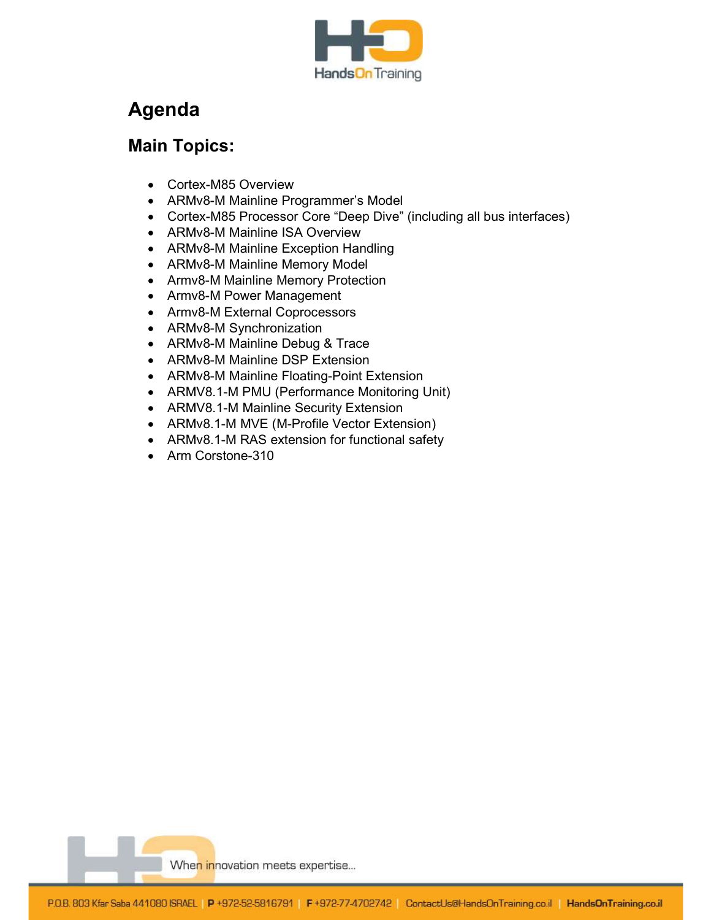# Agenda

## Main Topics:

- Cortex-M85 Overview
- ARMv8-M Mainline Programmer's Model
- Cortex-M85 Processor Core "Deep Dive" (including all bus interfaces)
- ARMv8-M Mainline ISA Overview
- ARMv8-M Mainline Exception Handling
- ARMv8-M Mainline Memory Model
- Armv8-M Mainline Memory Protection
- Armv8-M Power Management
- Armv8-M External Coprocessors
- ARMv8-M Synchronization
- ARMv8-M Mainline Debug & Trace
- ARMv8-M Mainline DSP Extension
- ARMv8-M Mainline Floating-Point Extension
- ARMV8.1-M PMU (Performance Monitoring Unit)
- ARMV8.1-M Mainline Security Extension
- ARMv8.1-M MVE (M-Profile Vector Extension)
- ARMv8.1-M RAS extension for functional safety
- Arm Corstone-310